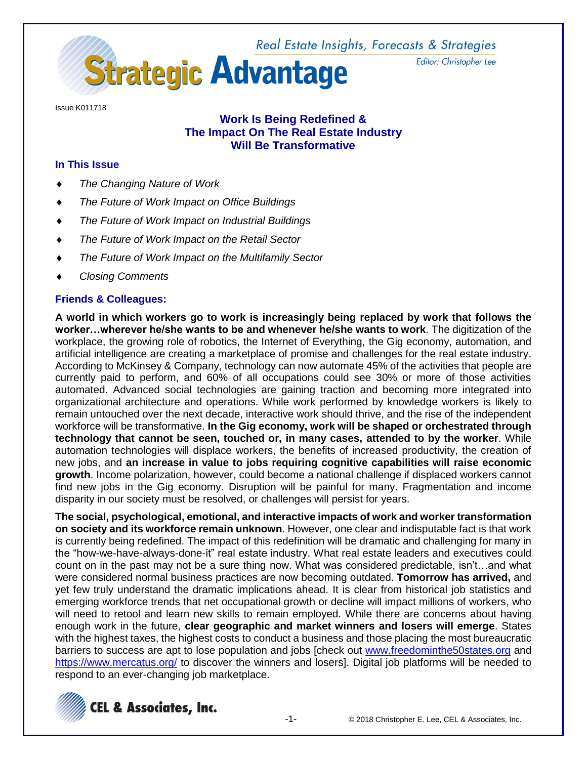# Strategic Advantage

Real Estate Insights, Forecasts & Strategies

Editor: Christopher Lee

Issue K011718

## Work Is Being Redefined & The Impact On The Real Estate Industry Will Be Transformative

### In This Issue

- *The Changing Nature of Work*
- *The Future of Work Impact on Office Buildings*
- *The Future of Work Impact on Industrial Buildings*
- *The Future of Work Impact on the Retail Sector*
- *The Future of Work Impact on the Multifamily Sector*
- *Closing Comments*

### Friends & Colleagues:

**A world in which workers go to work is increasingly being replaced by work that follows the worker…wherever he/she wants to be and whenever he/she wants to work**. The digitization of the workplace, the growing role of robotics, the Internet of Everything, the Gig economy, automation, and artificial intelligence are creating a marketplace of promise and challenges for the real estate industry. According to McKinsey & Company, technology can now automate 45% of the activities that people are currently paid to perform, and 60% of all occupations could see 30% or more of those activities automated. Advanced social technologies are gaining traction and becoming more integrated into organizational architecture and operations. While work performed by knowledge workers is likely to remain untouched over the next decade, interactive work should thrive, and the rise of the independent workforce will be transformative. **In the Gig economy, work will be shaped or orchestrated through technology that cannot be seen, touched or, in many cases, attended to by the worker**. While automation technologies will displace workers, the benefits of increased productivity, the creation of new jobs, and **an increase in value to jobs requiring cognitive capabilities will raise economic growth**. Income polarization, however, could become a national challenge if displaced workers cannot find new jobs in the Gig economy. Disruption will be painful for many. Fragmentation and income disparity in our society must be resolved, or challenges will persist for years.

**The social, psychological, emotional, and interactive impacts of work and worker transformation on society and its workforce remain unknown**. However, one clear and indisputable fact is that work is currently being redefined. The impact of this redefinition will be dramatic and challenging for many in the "how-we-have-always-done-it" real estate industry. What real estate leaders and executives could count on in the past may not be a sure thing now. What was considered predictable, isn't…and what were considered normal business practices are now becoming outdated. **Tomorrow has arrived,** and yet few truly understand the dramatic implications ahead. It is clear from historical job statistics and emerging workforce trends that net occupational growth or decline will impact millions of workers, who will need to retool and learn new skills to remain employed. While there are concerns about having enough work in the future, **clear geographic and market winners and losers will emerge**. States with the highest taxes, the highest costs to conduct a business and those placing the most bureaucratic barriers to success are apt to lose population and jobs [check out www.freedominthe50states.org and https://www.mercatus.org/ to discover the winners and losers]. Digital job platforms will be needed to respond to an ever-changing job marketplace.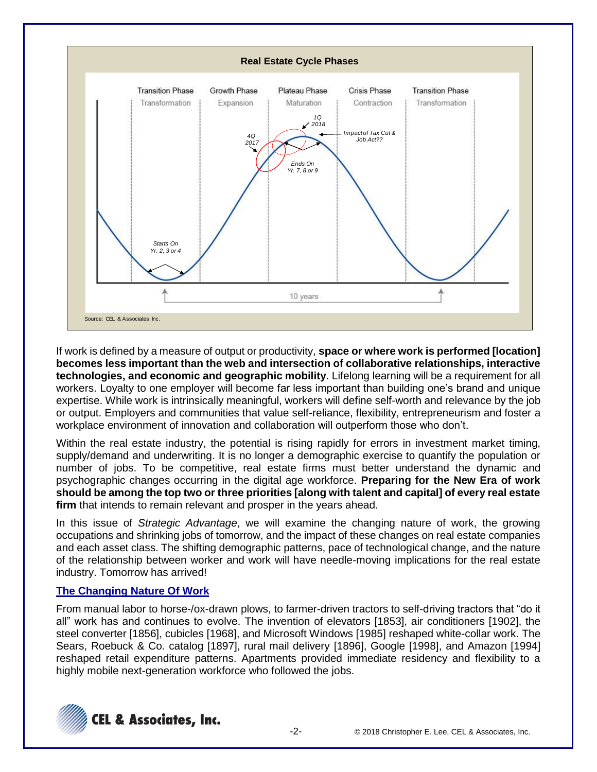**Real Estate Cycle Phases**

| Transition Phase | Growth Phase | Plateau Phase | Crisis Phase | Transition Phase |
|---|---|---|---|---|
| Transformation | Expansion | Maturation | Contraction | Transformation |

Starts On Yr. 2, 3 or 4

4Q 2017

1Q 2018

Impact of Tax Cut & Job Act??

Ends On Yr. 7, 8 or 9

10 years

Source: CEL & Associates, Inc.

If work is defined by a measure of output or productivity, **space or where work is performed [location] becomes less important than the web and intersection of collaborative relationships, interactive technologies, and economic and geographic mobility**. Lifelong learning will be a requirement for all workers. Loyalty to one employer will become far less important than building one's brand and unique expertise. While work is intrinsically meaningful, workers will define self-worth and relevance by the job or output. Employers and communities that value self-reliance, flexibility, entrepreneurism and foster a workplace environment of innovation and collaboration will outperform those who don't.

Within the real estate industry, the potential is rising rapidly for errors in investment market timing, supply/demand and underwriting. It is no longer a demographic exercise to quantify the population or number of jobs. To be competitive, real estate firms must better understand the dynamic and psychographic changes occurring in the digital age workforce. **Preparing for the New Era of work should be among the top two or three priorities [along with talent and capital] of every real estate firm** that intends to remain relevant and prosper in the years ahead.

In this issue of *Strategic Advantage*, we will examine the changing nature of work, the growing occupations and shrinking jobs of tomorrow, and the impact of these changes on real estate companies and each asset class. The shifting demographic patterns, pace of technological change, and the nature of the relationship between worker and work will have needle-moving implications for the real estate industry. Tomorrow has arrived!

## The Changing Nature Of Work

From manual labor to horse-/ox-drawn plows, to farmer-driven tractors to self-driving tractors that "do it all" work has and continues to evolve. The invention of elevators [1853], air conditioners [1902], the steel converter [1856], cubicles [1968], and Microsoft Windows [1985] reshaped white-collar work. The Sears, Roebuck & Co. catalog [1897], rural mail delivery [1896], Google [1998], and Amazon [1994] reshaped retail expenditure patterns. Apartments provided immediate residency and flexibility to a highly mobile next-generation workforce who followed the jobs.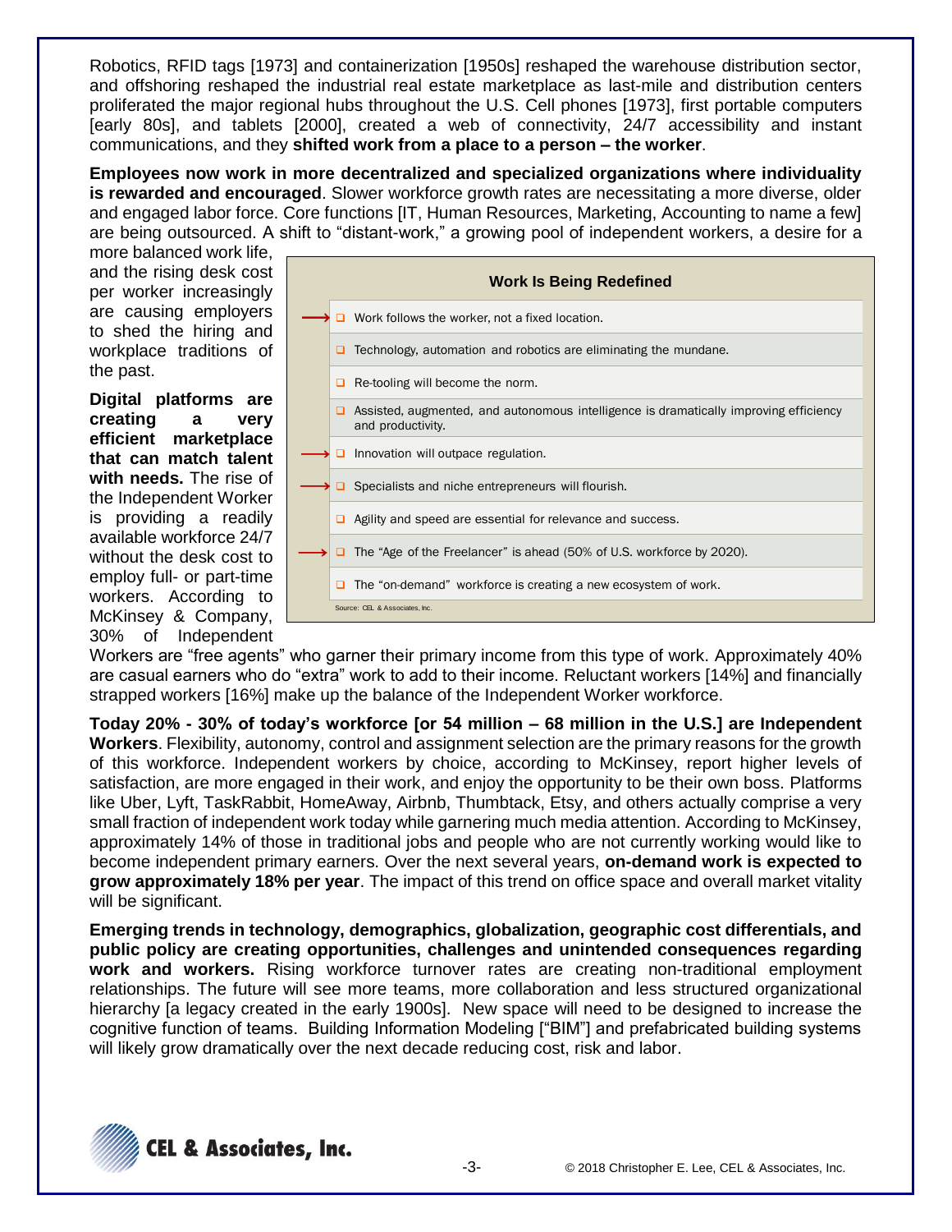Robotics, RFID tags [1973] and containerization [1950s] reshaped the warehouse distribution sector, and offshoring reshaped the industrial real estate marketplace as last-mile and distribution centers proliferated the major regional hubs throughout the U.S. Cell phones [1973], first portable computers [early 80s], and tablets [2000], created a web of connectivity, 24/7 accessibility and instant communications, and they **shifted work from a place to a person – the worker**.

**Employees now work in more decentralized and specialized organizations where individuality is rewarded and encouraged**. Slower workforce growth rates are necessitating a more diverse, older and engaged labor force. Core functions [IT, Human Resources, Marketing, Accounting to name a few] are being outsourced. A shift to "distant-work," a growing pool of independent workers, a desire for a more balanced work life, and the rising desk cost per worker increasingly are causing employers to shed the hiring and workplace traditions of the past.

**Work Is Being Redefined**

- ❑ Work follows the worker, not a fixed location.
- ❑ Technology, automation and robotics are eliminating the mundane.
- ❑ Re-tooling will become the norm.
- ❑ Assisted, augmented, and autonomous intelligence is dramatically improving efficiency and productivity.
- ❑ Innovation will outpace regulation.
- ❑ Specialists and niche entrepreneurs will flourish.
- ❑ Agility and speed are essential for relevance and success.
- ❑ The "Age of the Freelancer" is ahead (50% of U.S. workforce by 2020).
- ❑ The "on-demand" workforce is creating a new ecosystem of work.

Source: CEL & Associates, Inc.

**Digital platforms are creating a very efficient marketplace that can match talent with needs.** The rise of the Independent Worker is providing a readily available workforce 24/7 without the desk cost to employ full- or part-time workers. According to McKinsey & Company, 30% of Independent Workers are "free agents" who garner their primary income from this type of work. Approximately 40% are casual earners who do "extra" work to add to their income. Reluctant workers [14%] and financially strapped workers [16%] make up the balance of the Independent Worker workforce.

**Today 20% - 30% of today's workforce [or 54 million – 68 million in the U.S.] are Independent Workers**. Flexibility, autonomy, control and assignment selection are the primary reasons for the growth of this workforce. Independent workers by choice, according to McKinsey, report higher levels of satisfaction, are more engaged in their work, and enjoy the opportunity to be their own boss. Platforms like Uber, Lyft, TaskRabbit, HomeAway, Airbnb, Thumbtack, Etsy, and others actually comprise a very small fraction of independent work today while garnering much media attention. According to McKinsey, approximately 14% of those in traditional jobs and people who are not currently working would like to become independent primary earners. Over the next several years, **on-demand work is expected to grow approximately 18% per year**. The impact of this trend on office space and overall market vitality will be significant.

**Emerging trends in technology, demographics, globalization, geographic cost differentials, and public policy are creating opportunities, challenges and unintended consequences regarding work and workers.** Rising workforce turnover rates are creating non-traditional employment relationships. The future will see more teams, more collaboration and less structured organizational hierarchy [a legacy created in the early 1900s]. New space will need to be designed to increase the cognitive function of teams. Building Information Modeling ["BIM"] and prefabricated building systems will likely grow dramatically over the next decade reducing cost, risk and labor.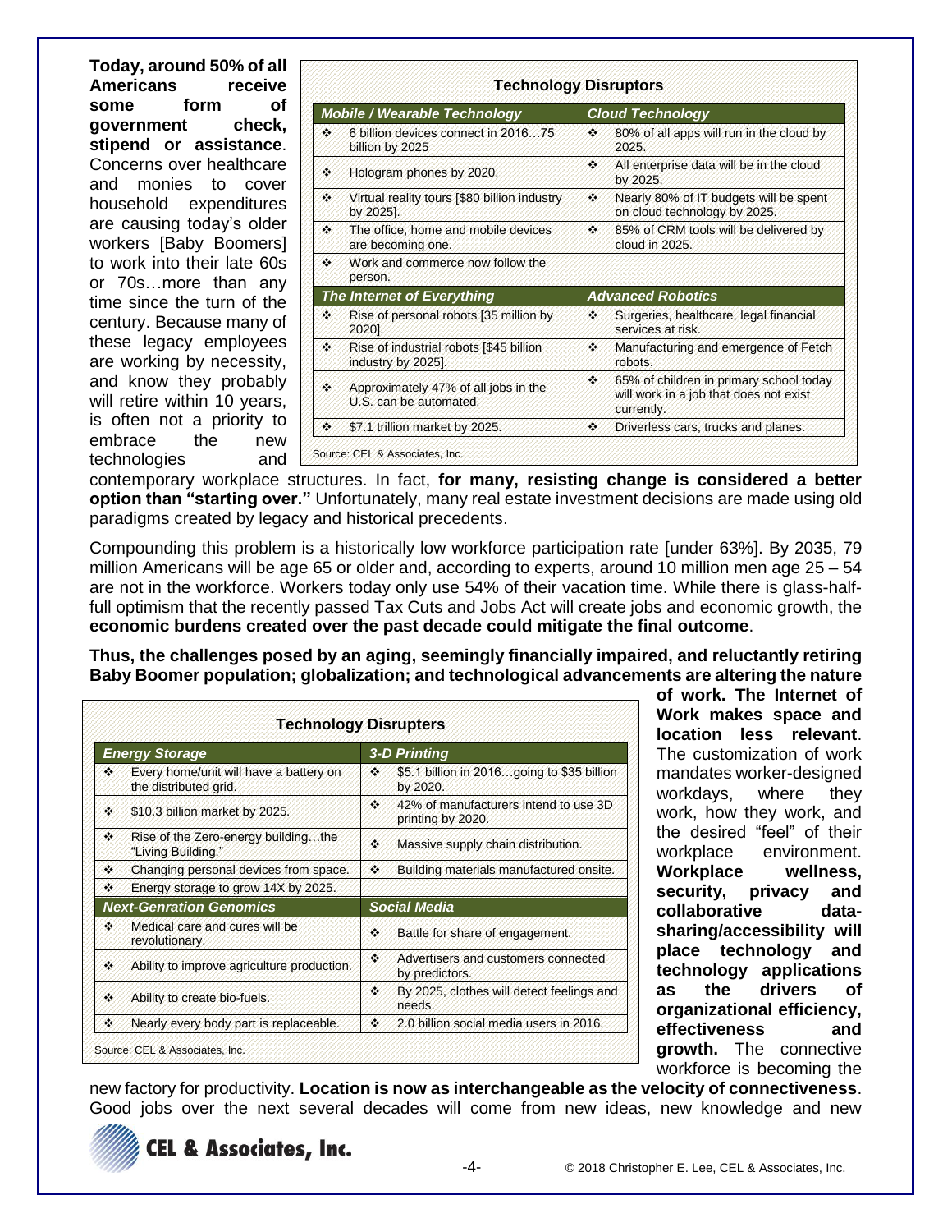**Today, around 50% of all Americans receive some form of government check, stipend or assistance**. Concerns over healthcare and monies to cover household expenditures are causing today's older workers [Baby Boomers] to work into their late 60s or 70s…more than any time since the turn of the century. Because many of these legacy employees are working by necessity, and know they probably will retire within 10 years, is often not a priority to embrace the new technologies and contemporary workplace structures. In fact, **for many, resisting change is considered a better option than "starting over."** Unfortunately, many real estate investment decisions are made using old paradigms created by legacy and historical precedents.

**Technology Disruptors**

| *Mobile / Wearable Technology* | *Cloud Technology* |
|---|---|
| ❖ 6 billion devices connect in 2016…75 billion by 2025 | ❖ 80% of all apps will run in the cloud by 2025. |
| ❖ Hologram phones by 2020. | ❖ All enterprise data will be in the cloud by 2025. |
| ❖ Virtual reality tours [$80 billion industry by 2025]. | ❖ Nearly 80% of IT budgets will be spent on cloud technology by 2025. |
| ❖ The office, home and mobile devices are becoming one. | ❖ 85% of CRM tools will be delivered by cloud in 2025. |
| ❖ Work and commerce now follow the person. | |
| ***The Internet of Everything*** | ***Advanced Robotics*** |
| ❖ Rise of personal robots [35 million by 2020]. | ❖ Surgeries, healthcare, legal financial services at risk. |
| ❖ Rise of industrial robots [$45 billion industry by 2025]. | ❖ Manufacturing and emergence of Fetch robots. |
| ❖ Approximately 47% of all jobs in the U.S. can be automated. | ❖ 65% of children in primary school today will work in a job that does not exist currently. |
| ❖ $7.1 trillion market by 2025. | ❖ Driverless cars, trucks and planes. |

Source: CEL & Associates, Inc.

Compounding this problem is a historically low workforce participation rate [under 63%]. By 2035, 79 million Americans will be age 65 or older and, according to experts, around 10 million men age 25 – 54 are not in the workforce. Workers today only use 54% of their vacation time. While there is glass-half-full optimism that the recently passed Tax Cuts and Jobs Act will create jobs and economic growth, the **economic burdens created over the past decade could mitigate the final outcome**.

**Thus, the challenges posed by an aging, seemingly financially impaired, and reluctantly retiring Baby Boomer population; globalization; and technological advancements are altering the nature of work. The Internet of Work makes space and location less relevant**. The customization of work mandates worker-designed workdays, where they work, how they work, and the desired "feel" of their workplace environment. **Workplace wellness, security, privacy and collaborative data-sharing/accessibility will place technology and technology applications as the drivers of organizational efficiency, effectiveness and growth.** The connective workforce is becoming the new factory for productivity. **Location is now as interchangeable as the velocity of connectiveness**. Good jobs over the next several decades will come from new ideas, new knowledge and new

**Technology Disrupters**

| *Energy Storage* | *3-D Printing* |
|---|---|
| ❖ Every home/unit will have a battery on the distributed grid. | ❖ $5.1 billion in 2016…going to $35 billion by 2020. |
| ❖ $10.3 billion market by 2025. | ❖ 42% of manufacturers intend to use 3D printing by 2020. |
| ❖ Rise of the Zero-energy building…the "Living Building." | ❖ Massive supply chain distribution. |
| ❖ Changing personal devices from space. | ❖ Building materials manufactured onsite. |
| ❖ Energy storage to grow 14X by 2025. | |
| ***Next-Genration Genomics*** | ***Social Media*** |
| ❖ Medical care and cures will be revolutionary. | ❖ Battle for share of engagement. |
| ❖ Ability to improve agriculture production. | ❖ Advertisers and customers connected by predictors. |
| ❖ Ability to create bio-fuels. | ❖ By 2025, clothes will detect feelings and needs. |
| ❖ Nearly every body part is replaceable. | ❖ 2.0 billion social media users in 2016. |

Source: CEL & Associates, Inc.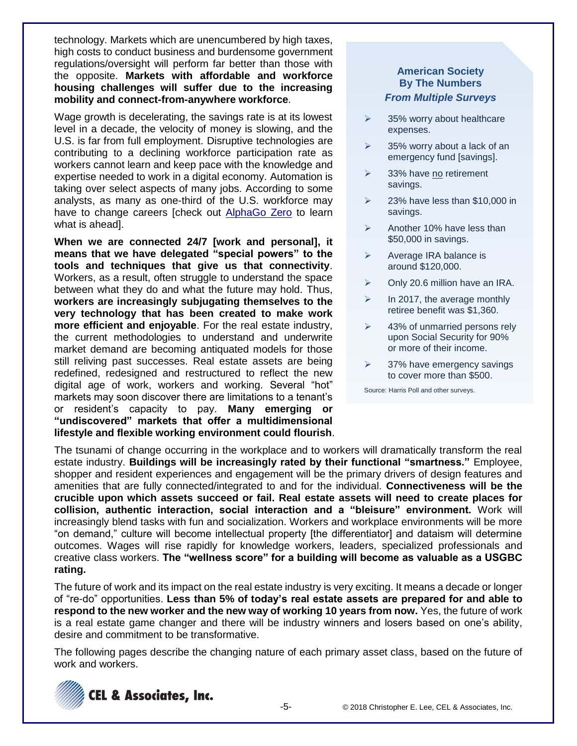technology. Markets which are unencumbered by high taxes, high costs to conduct business and burdensome government regulations/oversight will perform far better than those with the opposite. **Markets with affordable and workforce housing challenges will suffer due to the increasing mobility and connect-from-anywhere workforce**.

Wage growth is decelerating, the savings rate is at its lowest level in a decade, the velocity of money is slowing, and the U.S. is far from full employment. Disruptive technologies are contributing to a declining workforce participation rate as workers cannot learn and keep pace with the knowledge and expertise needed to work in a digital economy. Automation is taking over select aspects of many jobs. According to some analysts, as many as one-third of the U.S. workforce may have to change careers [check out AlphaGo Zero to learn what is ahead].

**When we are connected 24/7 [work and personal], it means that we have delegated "special powers" to the tools and techniques that give us that connectivity**. Workers, as a result, often struggle to understand the space between what they do and what the future may hold. Thus, **workers are increasingly subjugating themselves to the very technology that has been created to make work more efficient and enjoyable**. For the real estate industry, the current methodologies to understand and underwrite market demand are becoming antiquated models for those still reliving past successes. Real estate assets are being redefined, redesigned and restructured to reflect the new digital age of work, workers and working. Several "hot" markets may soon discover there are limitations to a tenant's or resident's capacity to pay. **Many emerging or "undiscovered" markets that offer a multidimensional lifestyle and flexible working environment could flourish**.

> **American Society By The Numbers**
> ***From Multiple Surveys***
>
> - 35% worry about healthcare expenses.
> - 35% worry about a lack of an emergency fund [savings].
> - 33% have no retirement savings.
> - 23% have less than $10,000 in savings.
> - Another 10% have less than $50,000 in savings.
> - Average IRA balance is around $120,000.
> - Only 20.6 million have an IRA.
> - In 2017, the average monthly retiree benefit was $1,360.
> - 43% of unmarried persons rely upon Social Security for 90% or more of their income.
> - 37% have emergency savings to cover more than $500.
>
> Source: Harris Poll and other surveys.

The tsunami of change occurring in the workplace and to workers will dramatically transform the real estate industry. **Buildings will be increasingly rated by their functional "smartness."** Employee, shopper and resident experiences and engagement will be the primary drivers of design features and amenities that are fully connected/integrated to and for the individual. **Connectiveness will be the crucible upon which assets succeed or fail. Real estate assets will need to create places for collision, authentic interaction, social interaction and a "bleisure" environment.** Work will increasingly blend tasks with fun and socialization. Workers and workplace environments will be more "on demand," culture will become intellectual property [the differentiator] and dataism will determine outcomes. Wages will rise rapidly for knowledge workers, leaders, specialized professionals and creative class workers. **The "wellness score" for a building will become as valuable as a USGBC rating.**

The future of work and its impact on the real estate industry is very exciting. It means a decade or longer of "re-do" opportunities. **Less than 5% of today's real estate assets are prepared for and able to respond to the new worker and the new way of working 10 years from now.** Yes, the future of work is a real estate game changer and there will be industry winners and losers based on one's ability, desire and commitment to be transformative.

The following pages describe the changing nature of each primary asset class, based on the future of work and workers.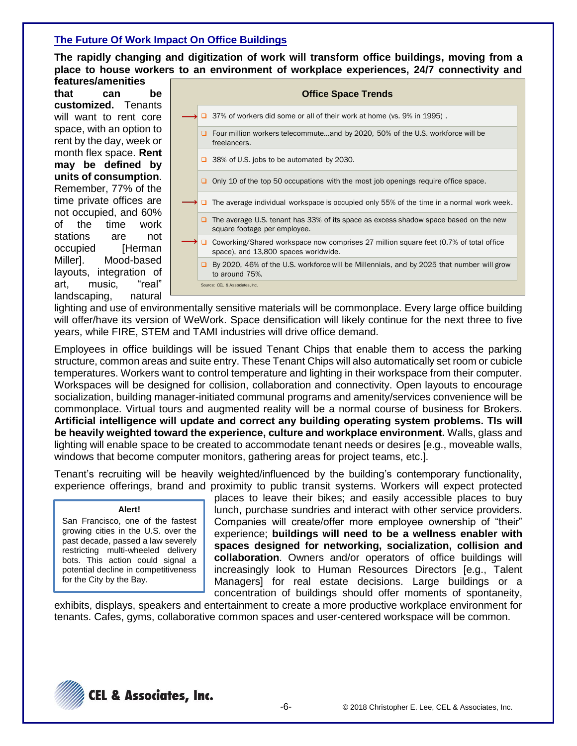## The Future Of Work Impact On Office Buildings

**The rapidly changing and digitization of work will transform office buildings, moving from a place to house workers to an environment of workplace experiences, 24/7 connectivity and features/amenities that can be customized.** Tenants will want to rent core space, with an option to rent by the day, week or month flex space. **Rent may be defined by units of consumption**. Remember, 77% of the time private offices are not occupied, and 60% of the time work stations are not occupied [Herman Miller]. Mood-based layouts, integration of art, music, "real" landscaping, natural lighting and use of environmentally sensitive materials will be commonplace. Every large office building will offer/have its version of WeWork. Space densification will likely continue for the next three to five years, while FIRE, STEM and TAMI industries will drive office demand.

| Office Space Trends |
| --- |
| 37% of workers did some or all of their work at home (vs. 9% in 1995) . |
| Four million workers telecommute…and by 2020, 50% of the U.S. workforce will be freelancers. |
| 38% of U.S. jobs to be automated by 2030. |
| Only 10 of the top 50 occupations with the most job openings require office space. |
| The average individual workspace is occupied only 55% of the time in a normal work week. |
| The average U.S. tenant has 33% of its space as excess shadow space based on the new square footage per employee. |
| Coworking/Shared workspace now comprises 27 million square feet (0.7% of total office space), and 13,800 spaces worldwide. |
| By 2020, 46% of the U.S. workforce will be Millennials, and by 2025 that number will grow to around 75%. |

Source: CEL & Associates, Inc.

Employees in office buildings will be issued Tenant Chips that enable them to access the parking structure, common areas and suite entry. These Tenant Chips will also automatically set room or cubicle temperatures. Workers want to control temperature and lighting in their workspace from their computer. Workspaces will be designed for collision, collaboration and connectivity. Open layouts to encourage socialization, building manager-initiated communal programs and amenity/services convenience will be commonplace. Virtual tours and augmented reality will be a normal course of business for Brokers. **Artificial intelligence will update and correct any building operating system problems. TIs will be heavily weighted toward the experience, culture and workplace environment.** Walls, glass and lighting will enable space to be created to accommodate tenant needs or desires [e.g., moveable walls, windows that become computer monitors, gathering areas for project teams, etc.].

Tenant's recruiting will be heavily weighted/influenced by the building's contemporary functionality, experience offerings, brand and proximity to public transit systems. Workers will expect protected places to leave their bikes; and easily accessible places to buy lunch, purchase sundries and interact with other service providers. Companies will create/offer more employee ownership of "their" experience; **buildings will need to be a wellness enabler with spaces designed for networking, socialization, collision and collaboration**. Owners and/or operators of office buildings will increasingly look to Human Resources Directors [e.g., Talent Managers] for real estate decisions. Large buildings or a concentration of buildings should offer moments of spontaneity, exhibits, displays, speakers and entertainment to create a more productive workplace environment for tenants. Cafes, gyms, collaborative common spaces and user-centered workspace will be common.

> **Alert!**
>
> San Francisco, one of the fastest growing cities in the U.S. over the past decade, passed a law severely restricting multi-wheeled delivery bots. This action could signal a potential decline in competitiveness for the City by the Bay.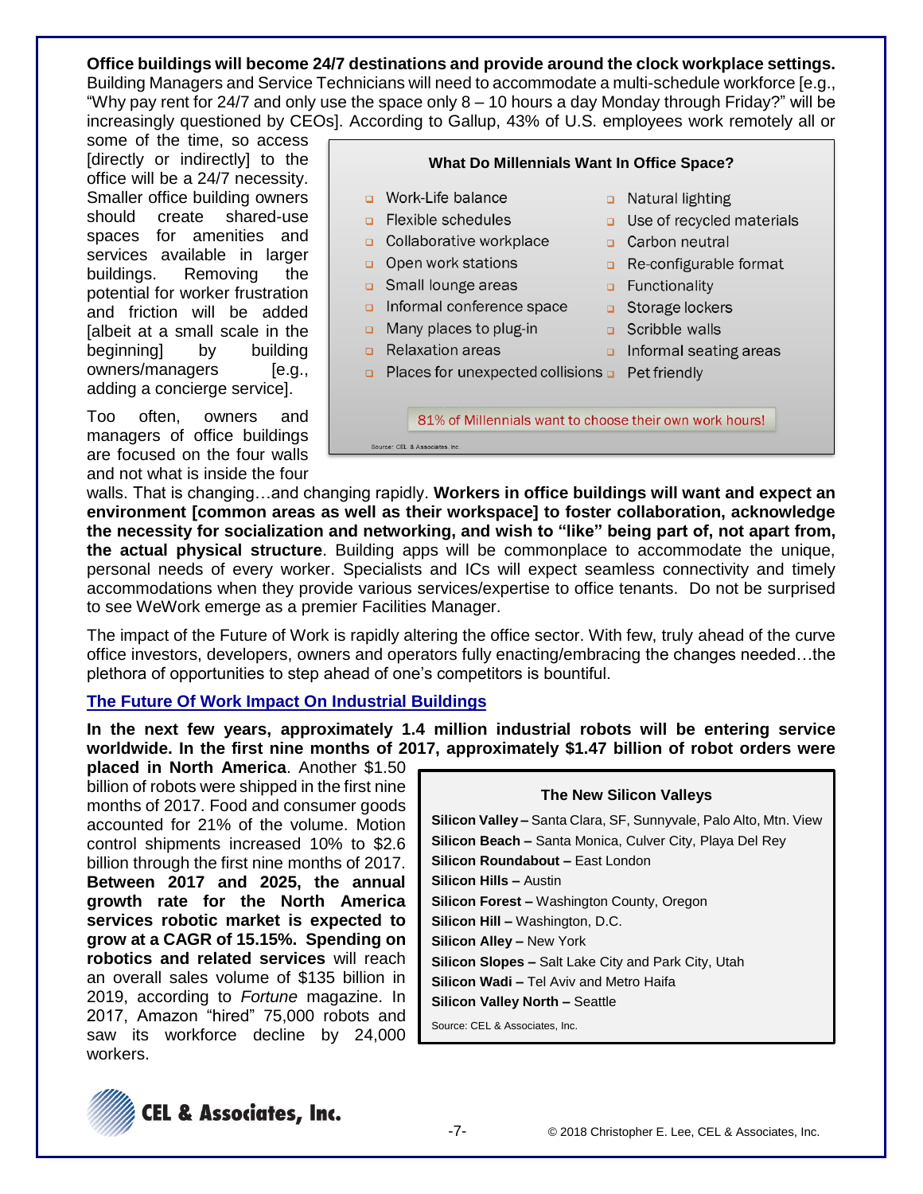**Office buildings will become 24/7 destinations and provide around the clock workplace settings.** Building Managers and Service Technicians will need to accommodate a multi-schedule workforce [e.g., "Why pay rent for 24/7 and only use the space only 8 – 10 hours a day Monday through Friday?" will be increasingly questioned by CEOs]. According to Gallup, 43% of U.S. employees work remotely all or some of the time, so access [directly or indirectly] to the office will be a 24/7 necessity. Smaller office building owners should create shared-use spaces for amenities and services available in larger buildings. Removing the potential for worker frustration and friction will be added [albeit at a small scale in the beginning] by building owners/managers [e.g., adding a concierge service].

**What Do Millennials Want In Office Space?**

- Work-Life balance
- Flexible schedules
- Collaborative workplace
- Open work stations
- Small lounge areas
- Informal conference space
- Many places to plug-in
- Relaxation areas
- Places for unexpected collisions
- Natural lighting
- Use of recycled materials
- Carbon neutral
- Re-configurable format
- Functionality
- Storage lockers
- Scribble walls
- Informal seating areas
- Pet friendly

81% of Millennials want to choose their own work hours!

Source: CEL & Associates, Inc.

Too often, owners and managers of office buildings are focused on the four walls and not what is inside the four walls. That is changing…and changing rapidly. **Workers in office buildings will want and expect an environment [common areas as well as their workspace] to foster collaboration, acknowledge the necessity for socialization and networking, and wish to "like" being part of, not apart from, the actual physical structure**. Building apps will be commonplace to accommodate the unique, personal needs of every worker. Specialists and ICs will expect seamless connectivity and timely accommodations when they provide various services/expertise to office tenants. Do not be surprised to see WeWork emerge as a premier Facilities Manager.

The impact of the Future of Work is rapidly altering the office sector. With few, truly ahead of the curve office investors, developers, owners and operators fully enacting/embracing the changes needed…the plethora of opportunities to step ahead of one's competitors is bountiful.

## The Future Of Work Impact On Industrial Buildings

**In the next few years, approximately 1.4 million industrial robots will be entering service worldwide. In the first nine months of 2017, approximately $1.47 billion of robot orders were placed in North America**. Another $1.50 billion of robots were shipped in the first nine months of 2017. Food and consumer goods accounted for 21% of the volume. Motion control shipments increased 10% to $2.6 billion through the first nine months of 2017. **Between 2017 and 2025, the annual growth rate for the North America services robotic market is expected to grow at a CAGR of 15.15%. Spending on robotics and related services** will reach an overall sales volume of $135 billion in 2019, according to *Fortune* magazine. In 2017, Amazon "hired" 75,000 robots and saw its workforce decline by 24,000 workers.

**The New Silicon Valleys**

**Silicon Valley –** Santa Clara, SF, Sunnyvale, Palo Alto, Mtn. View
**Silicon Beach –** Santa Monica, Culver City, Playa Del Rey
**Silicon Roundabout –** East London
**Silicon Hills –** Austin
**Silicon Forest –** Washington County, Oregon
**Silicon Hill –** Washington, D.C.
**Silicon Alley –** New York
**Silicon Slopes –** Salt Lake City and Park City, Utah
**Silicon Wadi –** Tel Aviv and Metro Haifa
**Silicon Valley North –** Seattle

Source: CEL & Associates, Inc.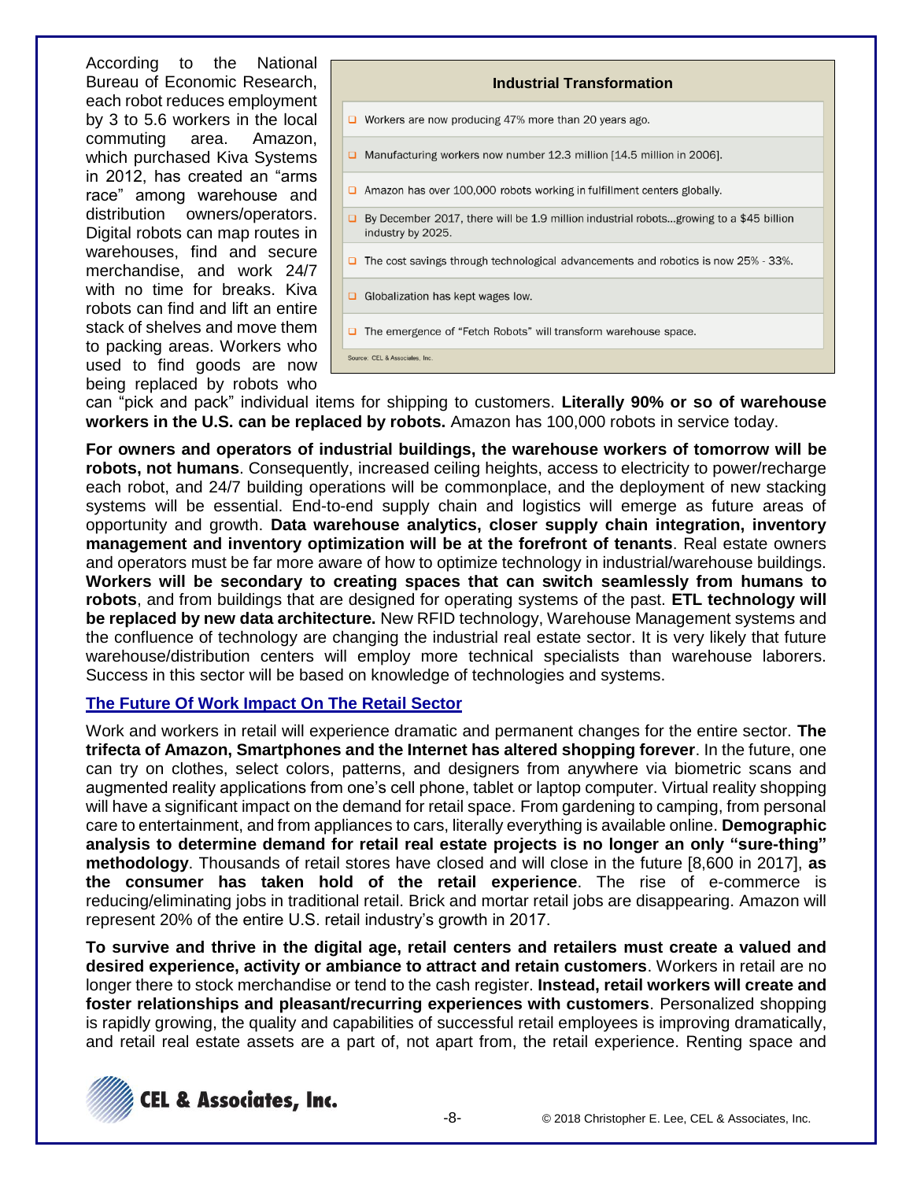According to the National Bureau of Economic Research, each robot reduces employment by 3 to 5.6 workers in the local commuting area. Amazon, which purchased Kiva Systems in 2012, has created an "arms race" among warehouse and distribution owners/operators. Digital robots can map routes in warehouses, find and secure merchandise, and work 24/7 with no time for breaks. Kiva robots can find and lift an entire stack of shelves and move them to packing areas. Workers who used to find goods are now being replaced by robots who can "pick and pack" individual items for shipping to customers. **Literally 90% or so of warehouse workers in the U.S. can be replaced by robots.** Amazon has 100,000 robots in service today.

| Industrial Transformation |
|---|
| ❑ Workers are now producing 47% more than 20 years ago. |
| ❑ Manufacturing workers now number 12.3 million [14.5 million in 2006]. |
| ❑ Amazon has over 100,000 robots working in fulfillment centers globally. |
| ❑ By December 2017, there will be 1.9 million industrial robots...growing to a $45 billion industry by 2025. |
| ❑ The cost savings through technological advancements and robotics is now 25% - 33%. |
| ❑ Globalization has kept wages low. |
| ❑ The emergence of "Fetch Robots" will transform warehouse space. |

Source: CEL & Associates, Inc.

**For owners and operators of industrial buildings, the warehouse workers of tomorrow will be robots, not humans**. Consequently, increased ceiling heights, access to electricity to power/recharge each robot, and 24/7 building operations will be commonplace, and the deployment of new stacking systems will be essential. End-to-end supply chain and logistics will emerge as future areas of opportunity and growth. **Data warehouse analytics, closer supply chain integration, inventory management and inventory optimization will be at the forefront of tenants**. Real estate owners and operators must be far more aware of how to optimize technology in industrial/warehouse buildings. **Workers will be secondary to creating spaces that can switch seamlessly from humans to robots**, and from buildings that are designed for operating systems of the past. **ETL technology will be replaced by new data architecture.** New RFID technology, Warehouse Management systems and the confluence of technology are changing the industrial real estate sector. It is very likely that future warehouse/distribution centers will employ more technical specialists than warehouse laborers. Success in this sector will be based on knowledge of technologies and systems.

## The Future Of Work Impact On The Retail Sector

Work and workers in retail will experience dramatic and permanent changes for the entire sector. **The trifecta of Amazon, Smartphones and the Internet has altered shopping forever**. In the future, one can try on clothes, select colors, patterns, and designers from anywhere via biometric scans and augmented reality applications from one's cell phone, tablet or laptop computer. Virtual reality shopping will have a significant impact on the demand for retail space. From gardening to camping, from personal care to entertainment, and from appliances to cars, literally everything is available online. **Demographic analysis to determine demand for retail real estate projects is no longer an only "sure-thing" methodology**. Thousands of retail stores have closed and will close in the future [8,600 in 2017], **as the consumer has taken hold of the retail experience**. The rise of e-commerce is reducing/eliminating jobs in traditional retail. Brick and mortar retail jobs are disappearing. Amazon will represent 20% of the entire U.S. retail industry's growth in 2017.

**To survive and thrive in the digital age, retail centers and retailers must create a valued and desired experience, activity or ambiance to attract and retain customers**. Workers in retail are no longer there to stock merchandise or tend to the cash register. **Instead, retail workers will create and foster relationships and pleasant/recurring experiences with customers**. Personalized shopping is rapidly growing, the quality and capabilities of successful retail employees is improving dramatically, and retail real estate assets are a part of, not apart from, the retail experience. Renting space and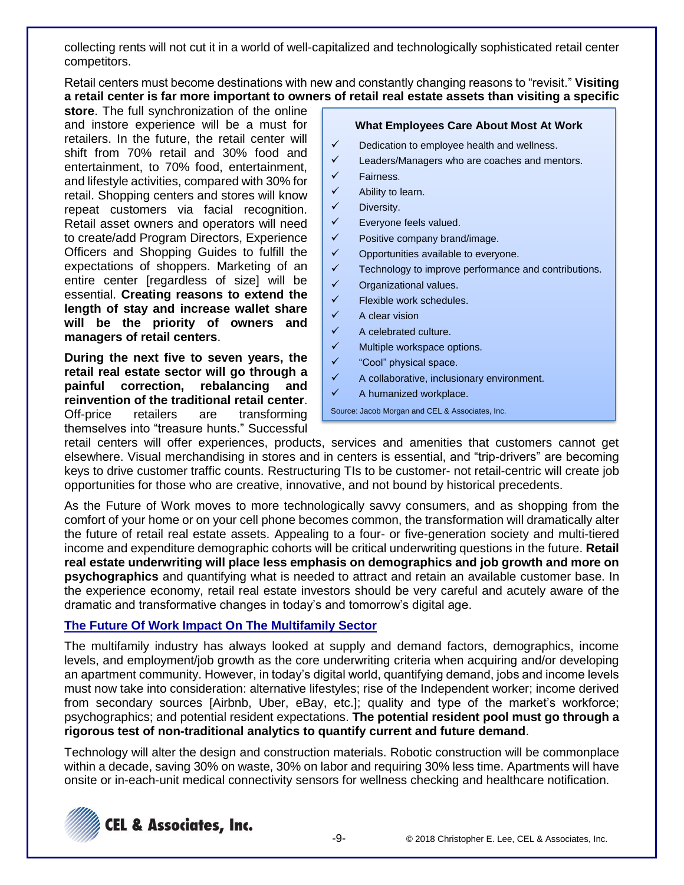collecting rents will not cut it in a world of well-capitalized and technologically sophisticated retail center competitors.

Retail centers must become destinations with new and constantly changing reasons to "revisit." **Visiting a retail center is far more important to owners of retail real estate assets than visiting a specific store**. The full synchronization of the online and instore experience will be a must for retailers. In the future, the retail center will shift from 70% retail and 30% food and entertainment, to 70% food, entertainment, and lifestyle activities, compared with 30% for retail. Shopping centers and stores will know repeat customers via facial recognition. Retail asset owners and operators will need to create/add Program Directors, Experience Officers and Shopping Guides to fulfill the expectations of shoppers. Marketing of an entire center [regardless of size] will be essential. **Creating reasons to extend the length of stay and increase wallet share will be the priority of owners and managers of retail centers**.

**What Employees Care About Most At Work**

- ✓ Dedication to employee health and wellness.
- ✓ Leaders/Managers who are coaches and mentors.
- ✓ Fairness.
- ✓ Ability to learn.
- ✓ Diversity.
- ✓ Everyone feels valued.
- ✓ Positive company brand/image.
- ✓ Opportunities available to everyone.
- ✓ Technology to improve performance and contributions.
- ✓ Organizational values.
- ✓ Flexible work schedules.
- ✓ A clear vision
- ✓ A celebrated culture.
- ✓ Multiple workspace options.
- ✓ "Cool" physical space.
- ✓ A collaborative, inclusionary environment.
- ✓ A humanized workplace.

Source: Jacob Morgan and CEL & Associates, Inc.

**During the next five to seven years, the retail real estate sector will go through a painful correction, rebalancing and reinvention of the traditional retail center**. Off-price retailers are transforming themselves into "treasure hunts." Successful retail centers will offer experiences, products, services and amenities that customers cannot get elsewhere. Visual merchandising in stores and in centers is essential, and "trip-drivers" are becoming keys to drive customer traffic counts. Restructuring TIs to be customer- not retail-centric will create job opportunities for those who are creative, innovative, and not bound by historical precedents.

As the Future of Work moves to more technologically savvy consumers, and as shopping from the comfort of your home or on your cell phone becomes common, the transformation will dramatically alter the future of retail real estate assets. Appealing to a four- or five-generation society and multi-tiered income and expenditure demographic cohorts will be critical underwriting questions in the future. **Retail real estate underwriting will place less emphasis on demographics and job growth and more on psychographics** and quantifying what is needed to attract and retain an available customer base. In the experience economy, retail real estate investors should be very careful and acutely aware of the dramatic and transformative changes in today's and tomorrow's digital age.

## The Future Of Work Impact On The Multifamily Sector

The multifamily industry has always looked at supply and demand factors, demographics, income levels, and employment/job growth as the core underwriting criteria when acquiring and/or developing an apartment community. However, in today's digital world, quantifying demand, jobs and income levels must now take into consideration: alternative lifestyles; rise of the Independent worker; income derived from secondary sources [Airbnb, Uber, eBay, etc.]; quality and type of the market's workforce; psychographics; and potential resident expectations. **The potential resident pool must go through a rigorous test of non-traditional analytics to quantify current and future demand**.

Technology will alter the design and construction materials. Robotic construction will be commonplace within a decade, saving 30% on waste, 30% on labor and requiring 30% less time. Apartments will have onsite or in-each-unit medical connectivity sensors for wellness checking and healthcare notification.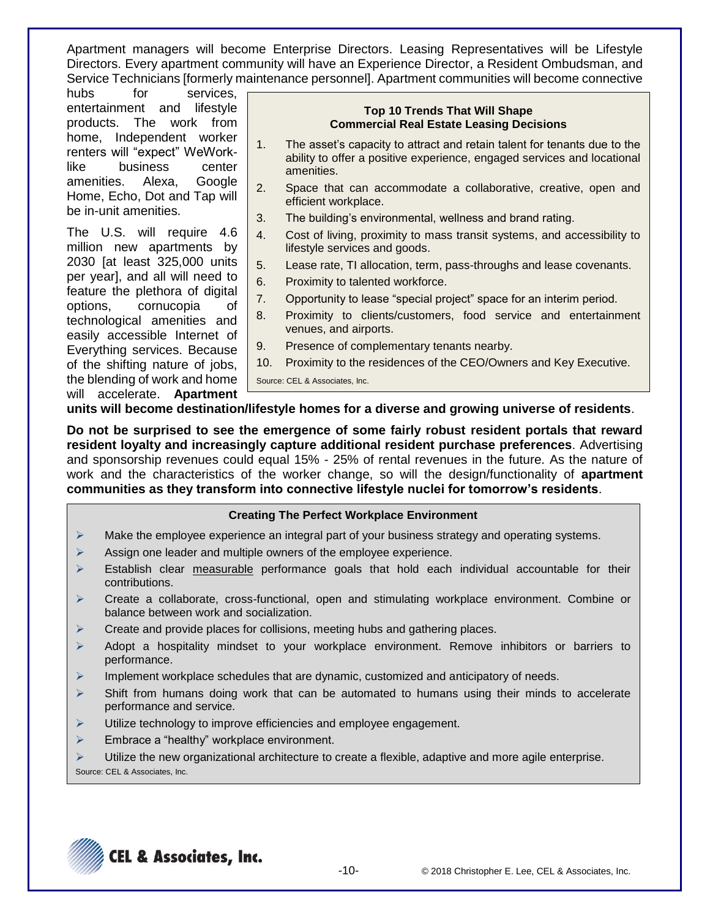Apartment managers will become Enterprise Directors. Leasing Representatives will be Lifestyle Directors. Every apartment community will have an Experience Director, a Resident Ombudsman, and Service Technicians [formerly maintenance personnel]. Apartment communities will become connective hubs for services, entertainment and lifestyle products. The work from home, Independent worker renters will "expect" WeWork-like business center amenities. Alexa, Google Home, Echo, Dot and Tap will be in-unit amenities.

The U.S. will require 4.6 million new apartments by 2030 [at least 325,000 units per year], and all will need to feature the plethora of digital options, cornucopia of technological amenities and easily accessible Internet of Everything services. Because of the shifting nature of jobs, the blending of work and home will accelerate. **Apartment units will become destination/lifestyle homes for a diverse and growing universe of residents**.

**Top 10 Trends That Will Shape Commercial Real Estate Leasing Decisions**

1. The asset's capacity to attract and retain talent for tenants due to the ability to offer a positive experience, engaged services and locational amenities.
2. Space that can accommodate a collaborative, creative, open and efficient workplace.
3. The building's environmental, wellness and brand rating.
4. Cost of living, proximity to mass transit systems, and accessibility to lifestyle services and goods.
5. Lease rate, TI allocation, term, pass-throughs and lease covenants.
6. Proximity to talented workforce.
7. Opportunity to lease "special project" space for an interim period.
8. Proximity to clients/customers, food service and entertainment venues, and airports.
9. Presence of complementary tenants nearby.
10. Proximity to the residences of the CEO/Owners and Key Executive.

Source: CEL & Associates, Inc.

**Do not be surprised to see the emergence of some fairly robust resident portals that reward resident loyalty and increasingly capture additional resident purchase preferences**. Advertising and sponsorship revenues could equal 15% - 25% of rental revenues in the future. As the nature of work and the characteristics of the worker change, so will the design/functionality of **apartment communities as they transform into connective lifestyle nuclei for tomorrow's residents**.

**Creating The Perfect Workplace Environment**

- Make the employee experience an integral part of your business strategy and operating systems.
- Assign one leader and multiple owners of the employee experience.
- Establish clear measurable performance goals that hold each individual accountable for their contributions.
- Create a collaborate, cross-functional, open and stimulating workplace environment. Combine or balance between work and socialization.
- Create and provide places for collisions, meeting hubs and gathering places.
- Adopt a hospitality mindset to your workplace environment. Remove inhibitors or barriers to performance.
- Implement workplace schedules that are dynamic, customized and anticipatory of needs.
- Shift from humans doing work that can be automated to humans using their minds to accelerate performance and service.
- Utilize technology to improve efficiencies and employee engagement.
- Embrace a "healthy" workplace environment.
- Utilize the new organizational architecture to create a flexible, adaptive and more agile enterprise.

Source: CEL & Associates, Inc.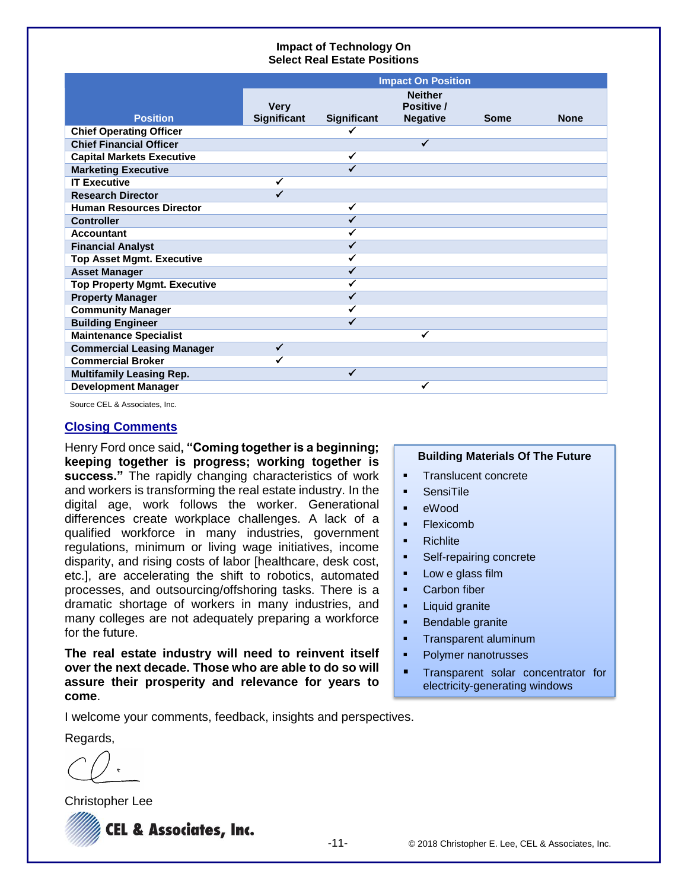**Impact of Technology On**
**Select Real Estate Positions**

| Position | Impact On Position | | | | |
|---|---|---|---|---|---|
| | Very Significant | Significant | Neither Positive / Negative | Some | None |
| **Chief Operating Officer** | | ✓ | | | |
| **Chief Financial Officer** | | | ✓ | | |
| **Capital Markets Executive** | | ✓ | | | |
| **Marketing Executive** | | ✓ | | | |
| **IT Executive** | ✓ | | | | |
| **Research Director** | ✓ | | | | |
| **Human Resources Director** | | ✓ | | | |
| **Controller** | | ✓ | | | |
| **Accountant** | | ✓ | | | |
| **Financial Analyst** | | ✓ | | | |
| **Top Asset Mgmt. Executive** | | ✓ | | | |
| **Asset Manager** | | ✓ | | | |
| **Top Property Mgmt. Executive** | | ✓ | | | |
| **Property Manager** | | ✓ | | | |
| **Community Manager** | | ✓ | | | |
| **Building Engineer** | | ✓ | | | |
| **Maintenance Specialist** | | | ✓ | | |
| **Commercial Leasing Manager** | ✓ | | | | |
| **Commercial Broker** | ✓ | | | | |
| **Multifamily Leasing Rep.** | | ✓ | | | |
| **Development Manager** | | | ✓ | | |

Source CEL & Associates, Inc.

## Closing Comments

Henry Ford once said, **"Coming together is a beginning; keeping together is progress; working together is success."** The rapidly changing characteristics of work and workers is transforming the real estate industry. In the digital age, work follows the worker. Generational differences create workplace challenges. A lack of a qualified workforce in many industries, government regulations, minimum or living wage initiatives, income disparity, and rising costs of labor [healthcare, desk cost, etc.], are accelerating the shift to robotics, automated processes, and outsourcing/offshoring tasks. There is a dramatic shortage of workers in many industries, and many colleges are not adequately preparing a workforce for the future.

**The real estate industry will need to reinvent itself over the next decade. Those who are able to do so will assure their prosperity and relevance for years to come**.

**Building Materials Of The Future**

- Translucent concrete
- SensiTile
- eWood
- Flexicomb
- Richlite
- Self-repairing concrete
- Low e glass film
- Carbon fiber
- Liquid granite
- Bendable granite
- Transparent aluminum
- Polymer nanotrusses
- Transparent solar concentrator for electricity-generating windows

I welcome your comments, feedback, insights and perspectives.

Regards,

Christopher Lee

CEL & Associates, Inc.

© 2018 Christopher E. Lee, CEL & Associates, Inc.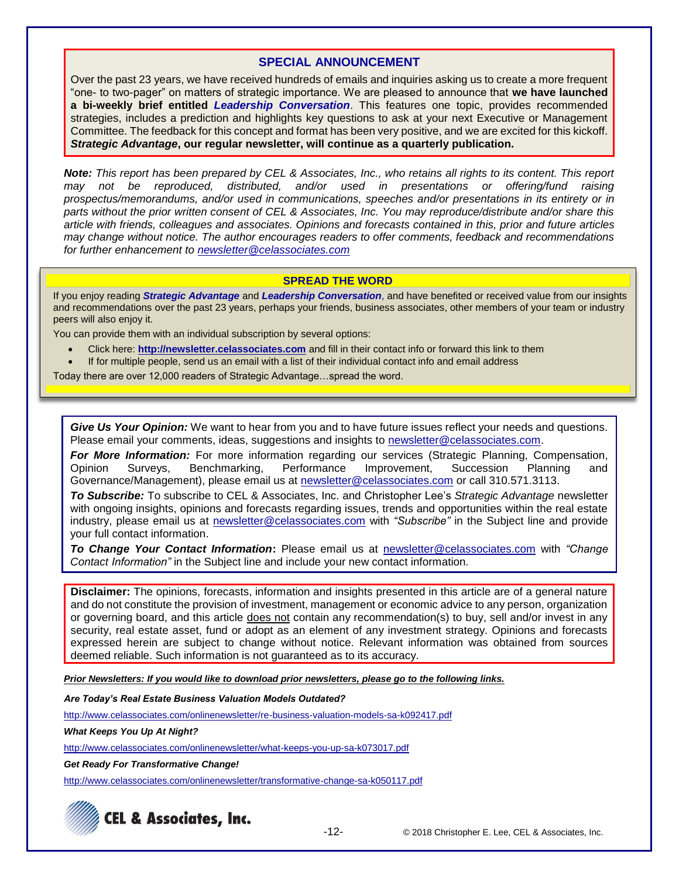## SPECIAL ANNOUNCEMENT

Over the past 23 years, we have received hundreds of emails and inquiries asking us to create a more frequent "one- to two-pager" on matters of strategic importance. We are pleased to announce that **we have launched a bi-weekly brief entitled *Leadership Conversation***. This features one topic, provides recommended strategies, includes a prediction and highlights key questions to ask at your next Executive or Management Committee. The feedback for this concept and format has been very positive, and we are excited for this kickoff. ***Strategic Advantage*, our regular newsletter, will continue as a quarterly publication.**

***Note:*** *This report has been prepared by CEL & Associates, Inc., who retains all rights to its content. This report may not be reproduced, distributed, and/or used in presentations or offering/fund raising prospectus/memorandums, and/or used in communications, speeches and/or presentations in its entirety or in parts without the prior written consent of CEL & Associates, Inc. You may reproduce/distribute and/or share this article with friends, colleagues and associates. Opinions and forecasts contained in this, prior and future articles may change without notice. The author encourages readers to offer comments, feedback and recommendations for further enhancement to newsletter@celassociates.com*

## SPREAD THE WORD

If you enjoy reading ***Strategic Advantage*** and ***Leadership Conversation***, and have benefited or received value from our insights and recommendations over the past 23 years, perhaps your friends, business associates, other members of your team or industry peers will also enjoy it.

You can provide them with an individual subscription by several options:

- Click here: **http://newsletter.celassociates.com** and fill in their contact info or forward this link to them
- If for multiple people, send us an email with a list of their individual contact info and email address

Today there are over 12,000 readers of Strategic Advantage…spread the word.

***Give Us Your Opinion:*** We want to hear from you and to have future issues reflect your needs and questions. Please email your comments, ideas, suggestions and insights to newsletter@celassociates.com.

***For More Information:*** For more information regarding our services (Strategic Planning, Compensation, Opinion Surveys, Benchmarking, Performance Improvement, Succession Planning and Governance/Management), please email us at newsletter@celassociates.com or call 310.571.3113.

***To Subscribe:*** To subscribe to CEL & Associates, Inc. and Christopher Lee's *Strategic Advantage* newsletter with ongoing insights, opinions and forecasts regarding issues, trends and opportunities within the real estate industry, please email us at newsletter@celassociates.com with *"Subscribe"* in the Subject line and provide your full contact information.

***To Change Your Contact Information*:** Please email us at newsletter@celassociates.com with *"Change Contact Information"* in the Subject line and include your new contact information.

**Disclaimer:** The opinions, forecasts, information and insights presented in this article are of a general nature and do not constitute the provision of investment, management or economic advice to any person, organization or governing board, and this article does not contain any recommendation(s) to buy, sell and/or invest in any security, real estate asset, fund or adopt as an element of any investment strategy. Opinions and forecasts expressed herein are subject to change without notice. Relevant information was obtained from sources deemed reliable. Such information is not guaranteed as to its accuracy.

***Prior Newsletters: If you would like to download prior newsletters, please go to the following links.***

***Are Today's Real Estate Business Valuation Models Outdated?***

http://www.celassociates.com/onlinenewsletter/re-business-valuation-models-sa-k092417.pdf

***What Keeps You Up At Night?***

http://www.celassociates.com/onlinenewsletter/what-keeps-you-up-sa-k073017.pdf

***Get Ready For Transformative Change!***

http://www.celassociates.com/onlinenewsletter/transformative-change-sa-k050117.pdf

CEL & Associates, Inc.

© 2018 Christopher E. Lee, CEL & Associates, Inc.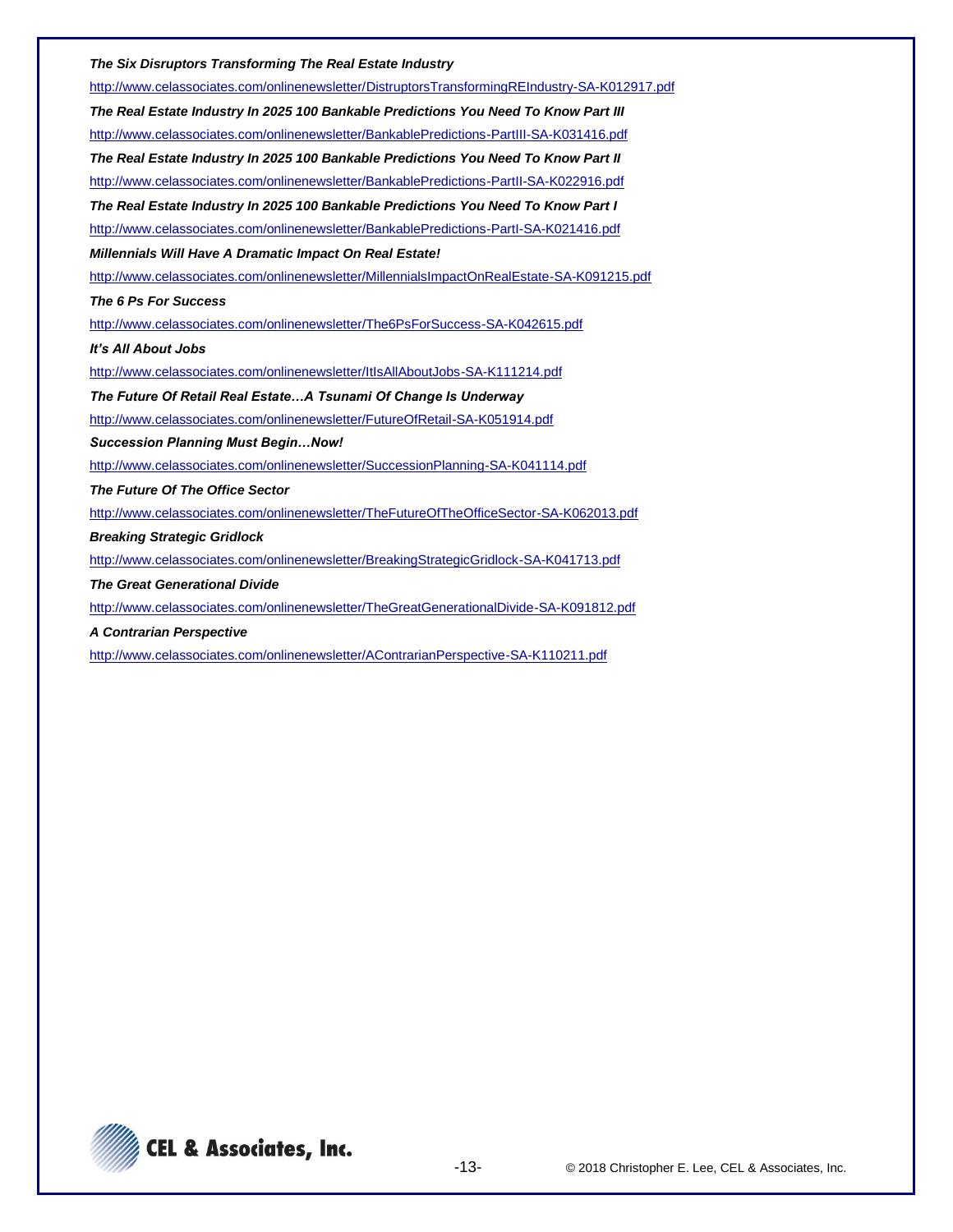***The Six Disruptors Transforming The Real Estate Industry***

http://www.celassociates.com/onlinenewsletter/DistruptorsTransformingREIndustry-SA-K012917.pdf

***The Real Estate Industry In 2025 100 Bankable Predictions You Need To Know Part III***

http://www.celassociates.com/onlinenewsletter/BankablePredictions-PartIII-SA-K031416.pdf

***The Real Estate Industry In 2025 100 Bankable Predictions You Need To Know Part II***

http://www.celassociates.com/onlinenewsletter/BankablePredictions-PartII-SA-K022916.pdf

***The Real Estate Industry In 2025 100 Bankable Predictions You Need To Know Part I***

http://www.celassociates.com/onlinenewsletter/BankablePredictions-PartI-SA-K021416.pdf

***Millennials Will Have A Dramatic Impact On Real Estate!***

http://www.celassociates.com/onlinenewsletter/MillennialsImpactOnRealEstate-SA-K091215.pdf

***The 6 Ps For Success***

http://www.celassociates.com/onlinenewsletter/The6PsForSuccess-SA-K042615.pdf

***It's All About Jobs***

http://www.celassociates.com/onlinenewsletter/ItIsAllAboutJobs-SA-K111214.pdf

***The Future Of Retail Real Estate…A Tsunami Of Change Is Underway***

http://www.celassociates.com/onlinenewsletter/FutureOfRetail-SA-K051914.pdf

***Succession Planning Must Begin…Now!***

http://www.celassociates.com/onlinenewsletter/SuccessionPlanning-SA-K041114.pdf

***The Future Of The Office Sector***

http://www.celassociates.com/onlinenewsletter/TheFutureOfTheOfficeSector-SA-K062013.pdf

***Breaking Strategic Gridlock***

http://www.celassociates.com/onlinenewsletter/BreakingStrategicGridlock-SA-K041713.pdf

***The Great Generational Divide***

http://www.celassociates.com/onlinenewsletter/TheGreatGenerationalDivide-SA-K091812.pdf

***A Contrarian Perspective***

http://www.celassociates.com/onlinenewsletter/AContrarianPerspective-SA-K110211.pdf